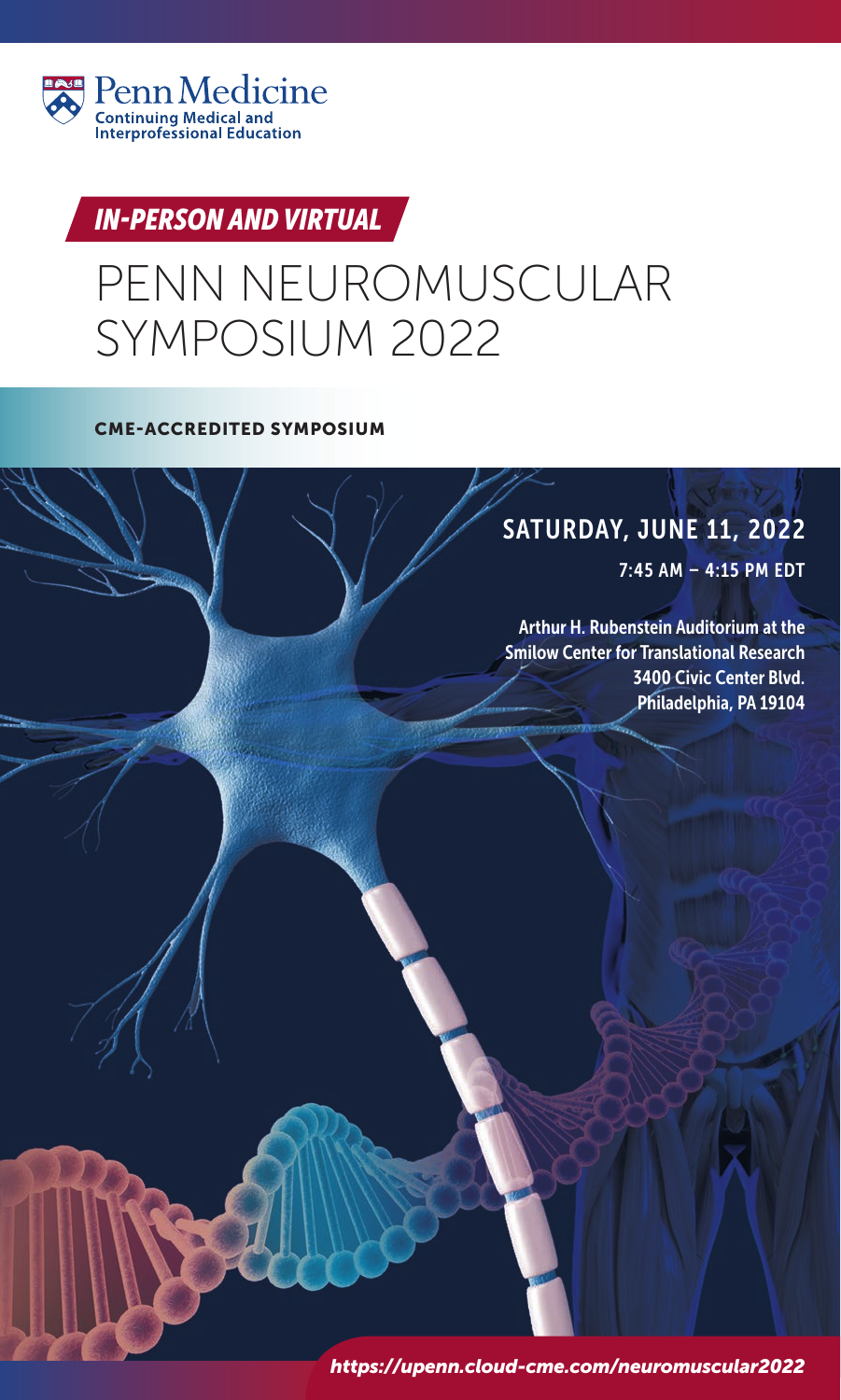Penn Medicine
Continuing Medical and Interprofessional Education

***IN-PERSON AND VIRTUAL***

# PENN NEUROMUSCULAR SYMPOSIUM 2022

**CME-ACCREDITED SYMPOSIUM**

## SATURDAY, JUNE 11, 2022

**7:45 AM – 4:15 PM EDT**

**Arthur H. Rubenstein Auditorium at the Smilow Center for Translational Research**
**3400 Civic Center Blvd.**
**Philadelphia, PA 19104**

***https://upenn.cloud-cme.com/neuromuscular2022***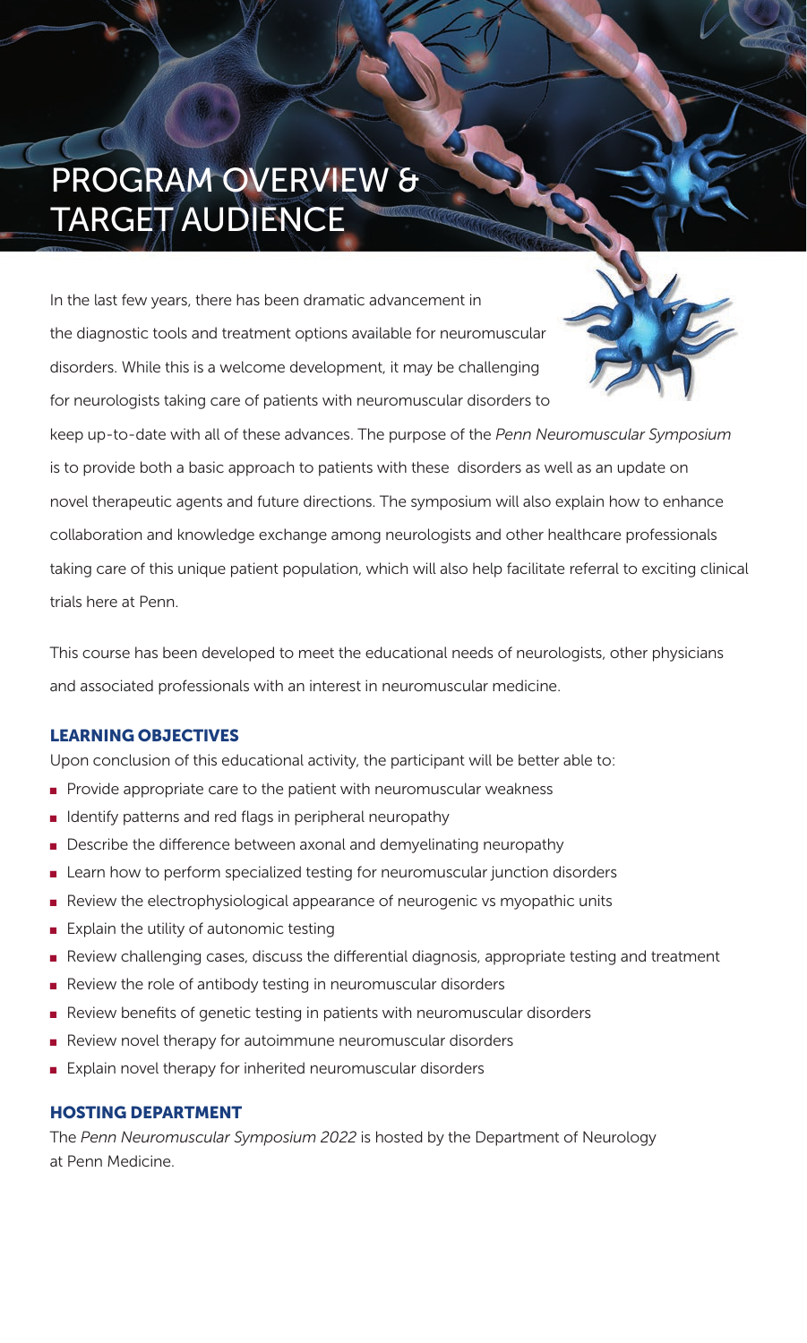# PROGRAM OVERVIEW & TARGET AUDIENCE

In the last few years, there has been dramatic advancement in the diagnostic tools and treatment options available for neuromuscular disorders. While this is a welcome development, it may be challenging for neurologists taking care of patients with neuromuscular disorders to keep up-to-date with all of these advances. The purpose of the *Penn Neuromuscular Symposium* is to provide both a basic approach to patients with these disorders as well as an update on novel therapeutic agents and future directions. The symposium will also explain how to enhance collaboration and knowledge exchange among neurologists and other healthcare professionals taking care of this unique patient population, which will also help facilitate referral to exciting clinical trials here at Penn.

This course has been developed to meet the educational needs of neurologists, other physicians and associated professionals with an interest in neuromuscular medicine.

## LEARNING OBJECTIVES

Upon conclusion of this educational activity, the participant will be better able to:

- Provide appropriate care to the patient with neuromuscular weakness
- Identify patterns and red flags in peripheral neuropathy
- Describe the difference between axonal and demyelinating neuropathy
- Learn how to perform specialized testing for neuromuscular junction disorders
- Review the electrophysiological appearance of neurogenic vs myopathic units
- Explain the utility of autonomic testing
- Review challenging cases, discuss the differential diagnosis, appropriate testing and treatment
- Review the role of antibody testing in neuromuscular disorders
- Review benefits of genetic testing in patients with neuromuscular disorders
- Review novel therapy for autoimmune neuromuscular disorders
- Explain novel therapy for inherited neuromuscular disorders

## HOSTING DEPARTMENT

The *Penn Neuromuscular Symposium 2022* is hosted by the Department of Neurology at Penn Medicine.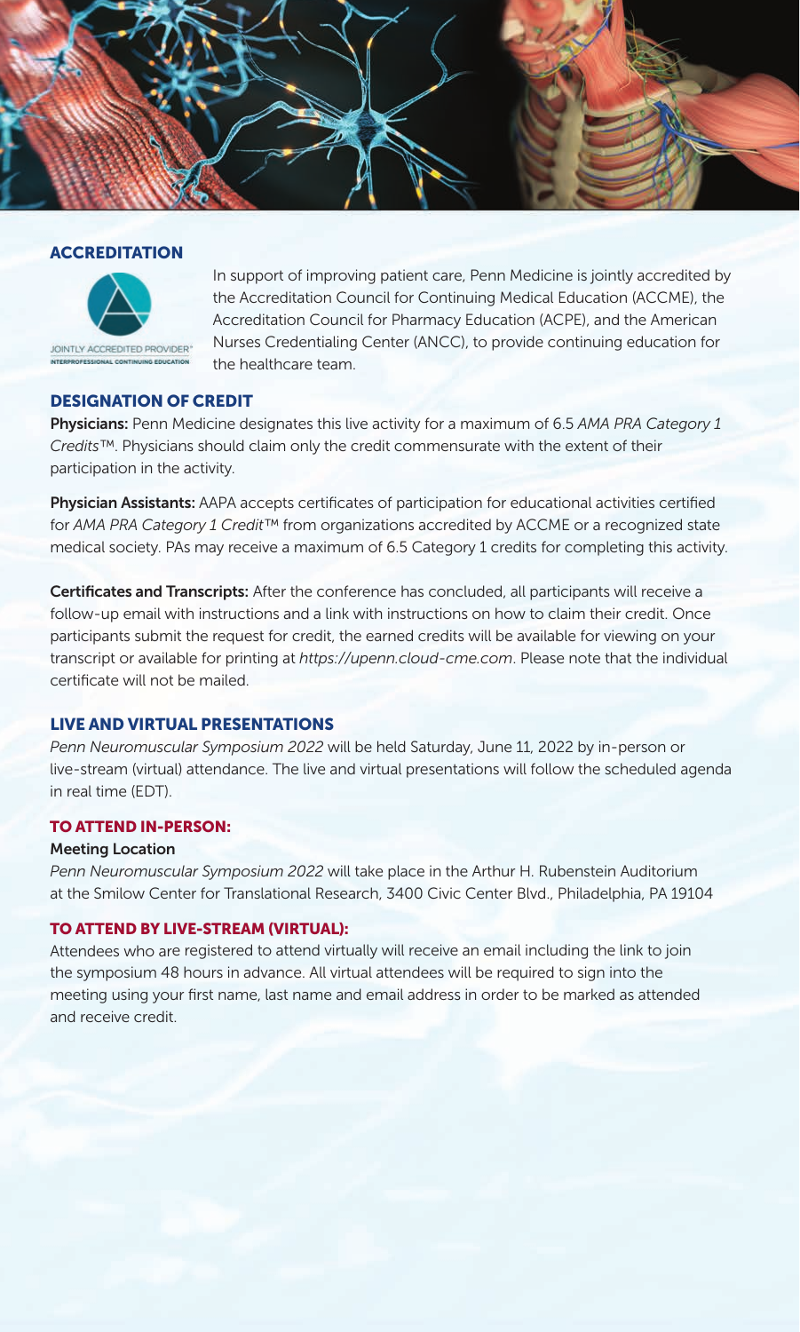## ACCREDITATION

JOINTLY ACCREDITED PROVIDER™
INTERPROFESSIONAL CONTINUING EDUCATION

In support of improving patient care, Penn Medicine is jointly accredited by the Accreditation Council for Continuing Medical Education (ACCME), the Accreditation Council for Pharmacy Education (ACPE), and the American Nurses Credentialing Center (ANCC), to provide continuing education for the healthcare team.

## DESIGNATION OF CREDIT

**Physicians:** Penn Medicine designates this live activity for a maximum of 6.5 *AMA PRA Category 1 Credits*™. Physicians should claim only the credit commensurate with the extent of their participation in the activity.

**Physician Assistants:** AAPA accepts certificates of participation for educational activities certified for *AMA PRA Category 1 Credit*™ from organizations accredited by ACCME or a recognized state medical society. PAs may receive a maximum of 6.5 Category 1 credits for completing this activity.

**Certificates and Transcripts:** After the conference has concluded, all participants will receive a follow-up email with instructions and a link with instructions on how to claim their credit. Once participants submit the request for credit, the earned credits will be available for viewing on your transcript or available for printing at *https://upenn.cloud-cme.com*. Please note that the individual certificate will not be mailed.

## LIVE AND VIRTUAL PRESENTATIONS

*Penn Neuromuscular Symposium 2022* will be held Saturday, June 11, 2022 by in-person or live-stream (virtual) attendance. The live and virtual presentations will follow the scheduled agenda in real time (EDT).

### TO ATTEND IN-PERSON:

**Meeting Location**

*Penn Neuromuscular Symposium 2022* will take place in the Arthur H. Rubenstein Auditorium at the Smilow Center for Translational Research, 3400 Civic Center Blvd., Philadelphia, PA 19104

### TO ATTEND BY LIVE-STREAM (VIRTUAL):

Attendees who are registered to attend virtually will receive an email including the link to join the symposium 48 hours in advance. All virtual attendees will be required to sign into the meeting using your first name, last name and email address in order to be marked as attended and receive credit.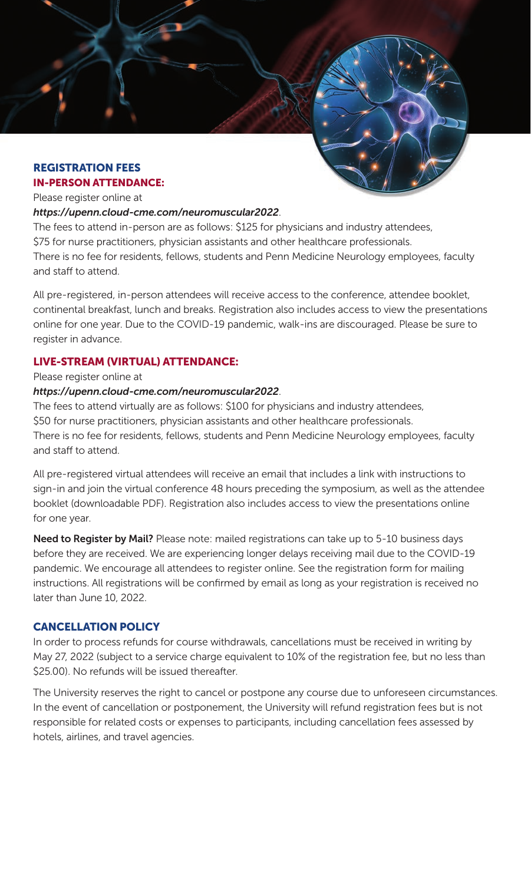## REGISTRATION FEES

### IN-PERSON ATTENDANCE:

Please register online at
***https://upenn.cloud-cme.com/neuromuscular2022***.

The fees to attend in-person are as follows: $125 for physicians and industry attendees, $75 for nurse practitioners, physician assistants and other healthcare professionals. There is no fee for residents, fellows, students and Penn Medicine Neurology employees, faculty and staff to attend.

All pre-registered, in-person attendees will receive access to the conference, attendee booklet, continental breakfast, lunch and breaks. Registration also includes access to view the presentations online for one year. Due to the COVID-19 pandemic, walk-ins are discouraged. Please be sure to register in advance.

### LIVE-STREAM (VIRTUAL) ATTENDANCE:

Please register online at
***https://upenn.cloud-cme.com/neuromuscular2022***.

The fees to attend virtually are as follows: $100 for physicians and industry attendees, $50 for nurse practitioners, physician assistants and other healthcare professionals. There is no fee for residents, fellows, students and Penn Medicine Neurology employees, faculty and staff to attend.

All pre-registered virtual attendees will receive an email that includes a link with instructions to sign-in and join the virtual conference 48 hours preceding the symposium, as well as the attendee booklet (downloadable PDF). Registration also includes access to view the presentations online for one year.

**Need to Register by Mail?** Please note: mailed registrations can take up to 5-10 business days before they are received. We are experiencing longer delays receiving mail due to the COVID-19 pandemic. We encourage all attendees to register online. See the registration form for mailing instructions. All registrations will be confirmed by email as long as your registration is received no later than June 10, 2022.

## CANCELLATION POLICY

In order to process refunds for course withdrawals, cancellations must be received in writing by May 27, 2022 (subject to a service charge equivalent to 10% of the registration fee, but no less than $25.00). No refunds will be issued thereafter.

The University reserves the right to cancel or postpone any course due to unforeseen circumstances. In the event of cancellation or postponement, the University will refund registration fees but is not responsible for related costs or expenses to participants, including cancellation fees assessed by hotels, airlines, and travel agencies.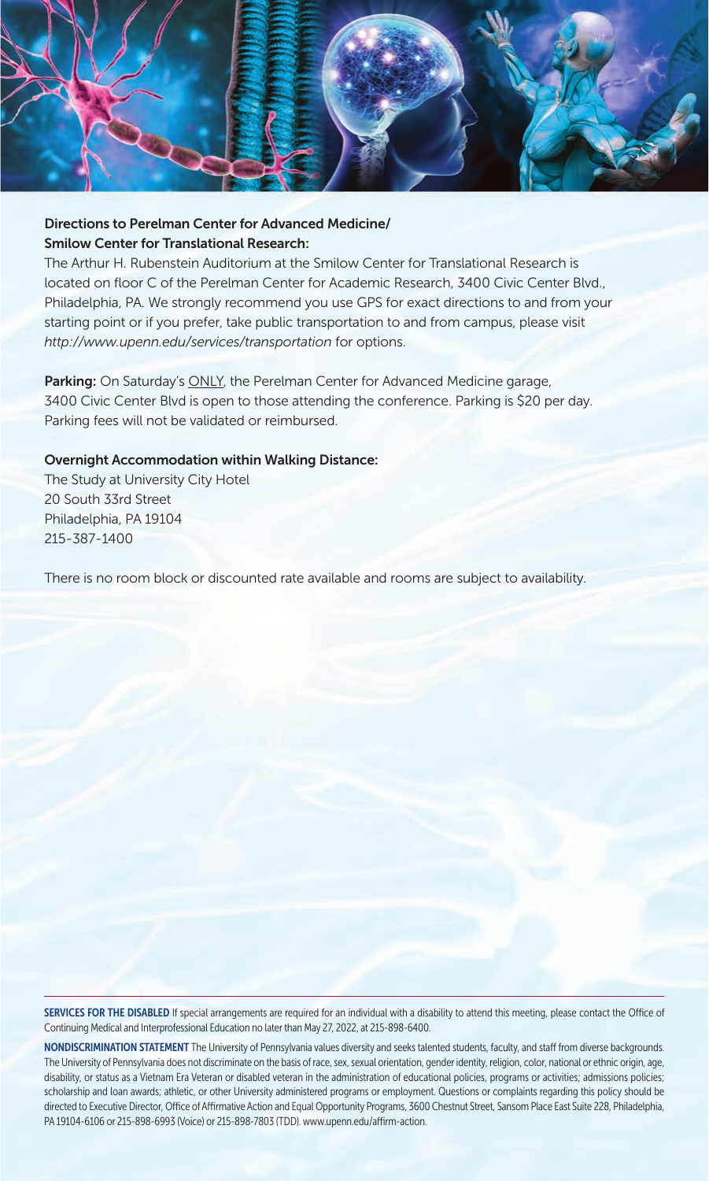### Directions to Perelman Center for Advanced Medicine/ Smilow Center for Translational Research:

The Arthur H. Rubenstein Auditorium at the Smilow Center for Translational Research is located on floor C of the Perelman Center for Academic Research, 3400 Civic Center Blvd., Philadelphia, PA. We strongly recommend you use GPS for exact directions to and from your starting point or if you prefer, take public transportation to and from campus, please visit *http://www.upenn.edu/services/transportation* for options.

**Parking:** On Saturday's ONLY, the Perelman Center for Advanced Medicine garage, 3400 Civic Center Blvd is open to those attending the conference. Parking is $20 per day. Parking fees will not be validated or reimbursed.

### Overnight Accommodation within Walking Distance:

The Study at University City Hotel
20 South 33rd Street
Philadelphia, PA 19104
215-387-1400

There is no room block or discounted rate available and rooms are subject to availability.

---

**SERVICES FOR THE DISABLED** If special arrangements are required for an individual with a disability to attend this meeting, please contact the Office of Continuing Medical and Interprofessional Education no later than May 27, 2022, at 215-898-6400.

**NONDISCRIMINATION STATEMENT** The University of Pennsylvania values diversity and seeks talented students, faculty, and staff from diverse backgrounds. The University of Pennsylvania does not discriminate on the basis of race, sex, sexual orientation, gender identity, religion, color, national or ethnic origin, age, disability, or status as a Vietnam Era Veteran or disabled veteran in the administration of educational policies, programs or activities; admissions policies; scholarship and loan awards; athletic, or other University administered programs or employment. Questions or complaints regarding this policy should be directed to Executive Director, Office of Affirmative Action and Equal Opportunity Programs, 3600 Chestnut Street, Sansom Place East Suite 228, Philadelphia, PA 19104-6106 or 215-898-6993 (Voice) or 215-898-7803 (TDD). www.upenn.edu/affirm-action.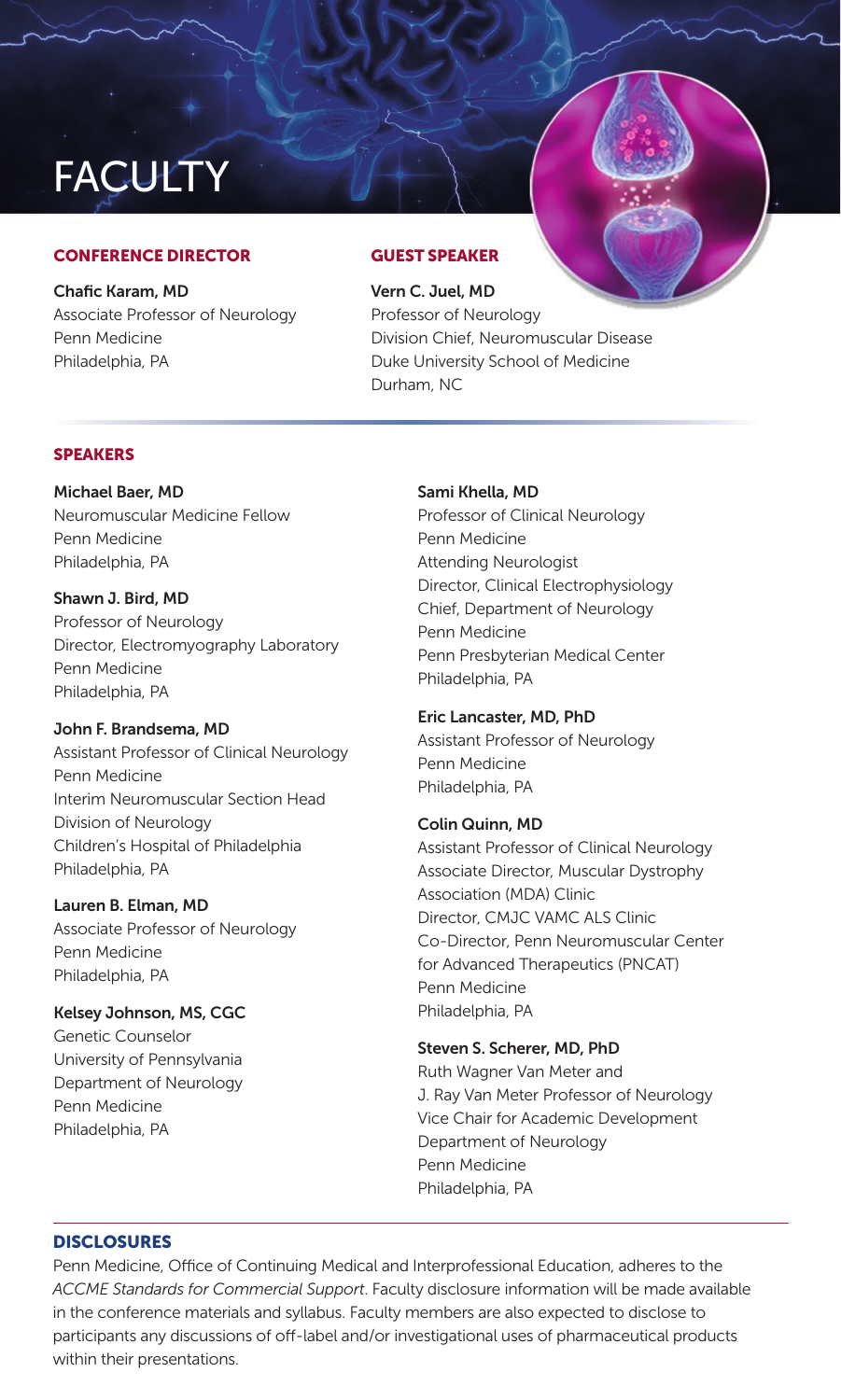# FACULTY

### CONFERENCE DIRECTOR

**Chafic Karam, MD**
Associate Professor of Neurology
Penn Medicine
Philadelphia, PA

### GUEST SPEAKER

**Vern C. Juel, MD**
Professor of Neurology
Division Chief, Neuromuscular Disease
Duke University School of Medicine
Durham, NC

### SPEAKERS

**Michael Baer, MD**
Neuromuscular Medicine Fellow
Penn Medicine
Philadelphia, PA

**Shawn J. Bird, MD**
Professor of Neurology
Director, Electromyography Laboratory
Penn Medicine
Philadelphia, PA

**John F. Brandsema, MD**
Assistant Professor of Clinical Neurology
Penn Medicine
Interim Neuromuscular Section Head
Division of Neurology
Children's Hospital of Philadelphia
Philadelphia, PA

**Lauren B. Elman, MD**
Associate Professor of Neurology
Penn Medicine
Philadelphia, PA

**Kelsey Johnson, MS, CGC**
Genetic Counselor
University of Pennsylvania
Department of Neurology
Penn Medicine
Philadelphia, PA

**Sami Khella, MD**
Professor of Clinical Neurology
Penn Medicine
Attending Neurologist
Director, Clinical Electrophysiology
Chief, Department of Neurology
Penn Medicine
Penn Presbyterian Medical Center
Philadelphia, PA

**Eric Lancaster, MD, PhD**
Assistant Professor of Neurology
Penn Medicine
Philadelphia, PA

**Colin Quinn, MD**
Assistant Professor of Clinical Neurology
Associate Director, Muscular Dystrophy Association (MDA) Clinic
Director, CMJC VAMC ALS Clinic
Co-Director, Penn Neuromuscular Center for Advanced Therapeutics (PNCAT)
Penn Medicine
Philadelphia, PA

**Steven S. Scherer, MD, PhD**
Ruth Wagner Van Meter and
J. Ray Van Meter Professor of Neurology
Vice Chair for Academic Development
Department of Neurology
Penn Medicine
Philadelphia, PA

### DISCLOSURES

Penn Medicine, Office of Continuing Medical and Interprofessional Education, adheres to the *ACCME Standards for Commercial Support*. Faculty disclosure information will be made available in the conference materials and syllabus. Faculty members are also expected to disclose to participants any discussions of off-label and/or investigational uses of pharmaceutical products within their presentations.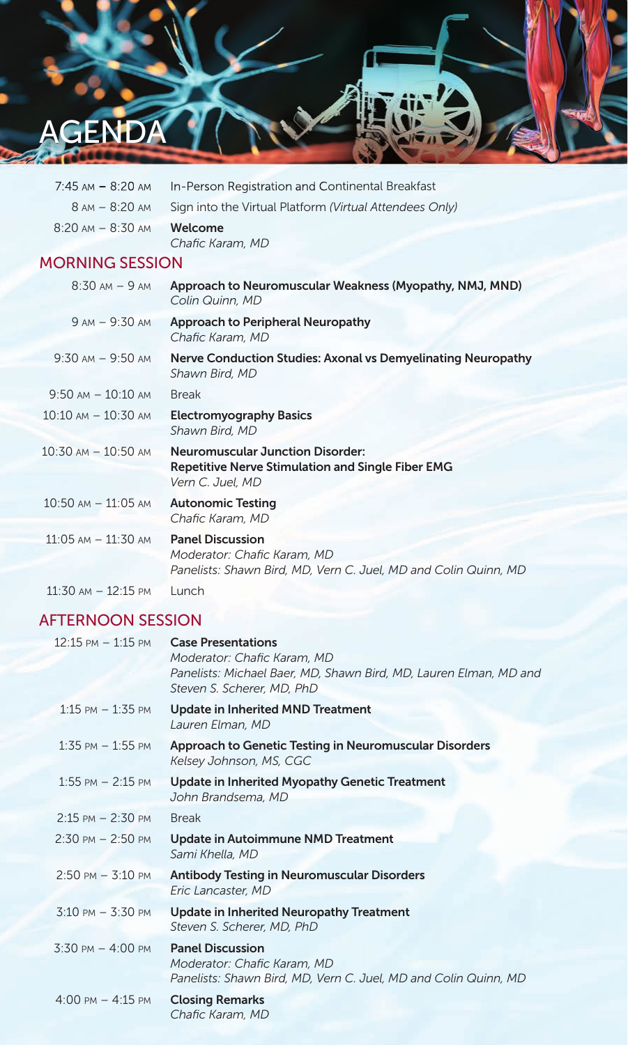# AGENDA

| | |
|---|---|
| 7:45 AM – 8:20 AM | In-Person Registration and Continental Breakfast |
| 8 AM – 8:20 AM | Sign into the Virtual Platform *(Virtual Attendees Only)* |
| 8:20 AM – 8:30 AM | **Welcome**<br>*Chafic Karam, MD* |

## MORNING SESSION

| | |
|---|---|
| 8:30 AM – 9 AM | **Approach to Neuromuscular Weakness (Myopathy, NMJ, MND)**<br>*Colin Quinn, MD* |
| 9 AM – 9:30 AM | **Approach to Peripheral Neuropathy**<br>*Chafic Karam, MD* |
| 9:30 AM – 9:50 AM | **Nerve Conduction Studies: Axonal vs Demyelinating Neuropathy**<br>*Shawn Bird, MD* |
| 9:50 AM – 10:10 AM | Break |
| 10:10 AM – 10:30 AM | **Electromyography Basics**<br>*Shawn Bird, MD* |
| 10:30 AM – 10:50 AM | **Neuromuscular Junction Disorder: Repetitive Nerve Stimulation and Single Fiber EMG**<br>*Vern C. Juel, MD* |
| 10:50 AM – 11:05 AM | **Autonomic Testing**<br>*Chafic Karam, MD* |
| 11:05 AM – 11:30 AM | **Panel Discussion**<br>*Moderator: Chafic Karam, MD*<br>*Panelists: Shawn Bird, MD, Vern C. Juel, MD and Colin Quinn, MD* |
| 11:30 AM – 12:15 PM | Lunch |

## AFTERNOON SESSION

| | |
|---|---|
| 12:15 PM – 1:15 PM | **Case Presentations**<br>*Moderator: Chafic Karam, MD*<br>*Panelists: Michael Baer, MD, Shawn Bird, MD, Lauren Elman, MD and Steven S. Scherer, MD, PhD* |
| 1:15 PM – 1:35 PM | **Update in Inherited MND Treatment**<br>*Lauren Elman, MD* |
| 1:35 PM – 1:55 PM | **Approach to Genetic Testing in Neuromuscular Disorders**<br>*Kelsey Johnson, MS, CGC* |
| 1:55 PM – 2:15 PM | **Update in Inherited Myopathy Genetic Treatment**<br>*John Brandsema, MD* |
| 2:15 PM – 2:30 PM | Break |
| 2:30 PM – 2:50 PM | **Update in Autoimmune NMD Treatment**<br>*Sami Khella, MD* |
| 2:50 PM – 3:10 PM | **Antibody Testing in Neuromuscular Disorders**<br>*Eric Lancaster, MD* |
| 3:10 PM – 3:30 PM | **Update in Inherited Neuropathy Treatment**<br>*Steven S. Scherer, MD, PhD* |
| 3:30 PM – 4:00 PM | **Panel Discussion**<br>*Moderator: Chafic Karam, MD*<br>*Panelists: Shawn Bird, MD, Vern C. Juel, MD and Colin Quinn, MD* |
| 4:00 PM – 4:15 PM | **Closing Remarks**<br>*Chafic Karam, MD* |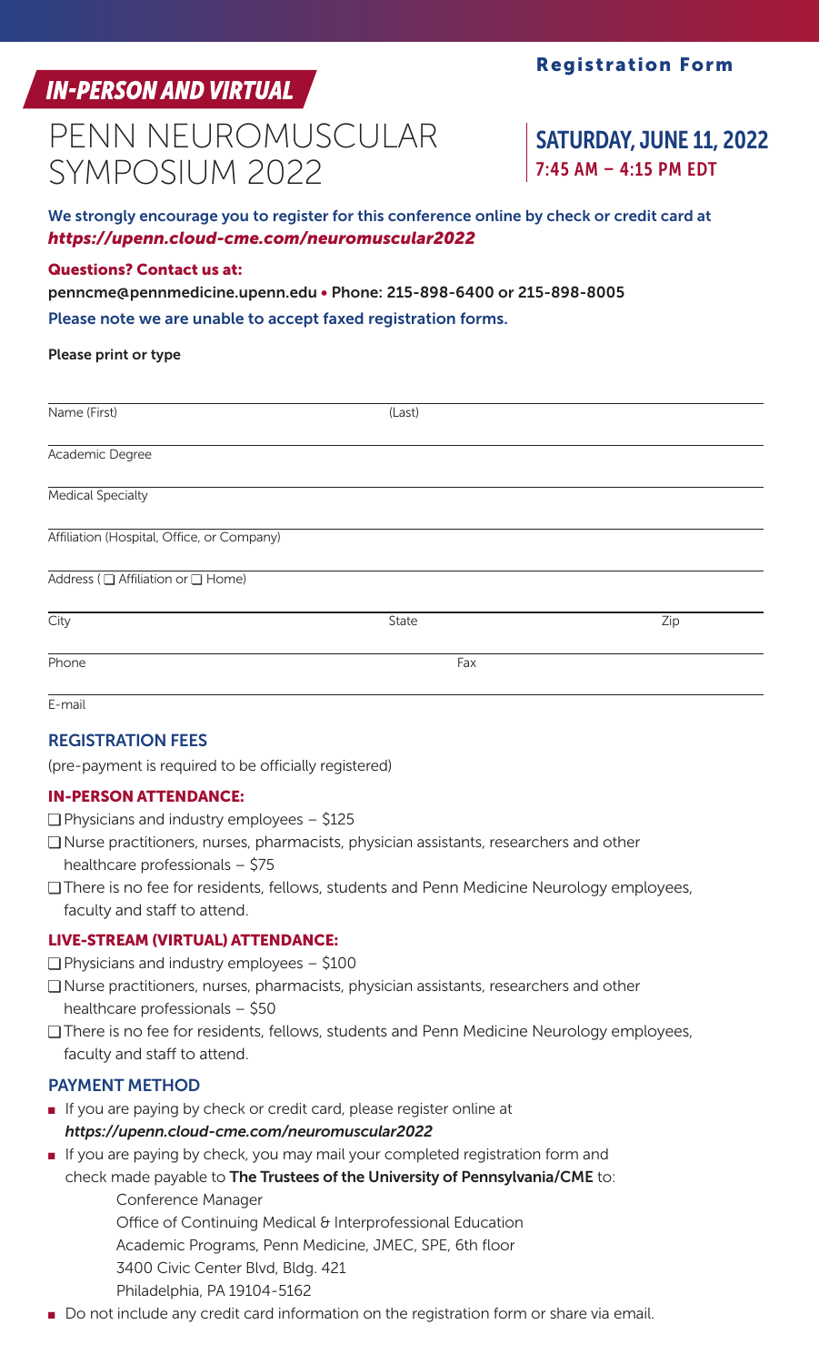**Registration Form**

***IN-PERSON AND VIRTUAL***

# PENN NEUROMUSCULAR SYMPOSIUM 2022

**SATURDAY, JUNE 11, 2022**
**7:45 AM – 4:15 PM EDT**

We strongly encourage you to register for this conference online by check or credit card at ***https://upenn.cloud-cme.com/neuromuscular2022***

**Questions? Contact us at:**

penncme@pennmedicine.upenn.edu • Phone: 215-898-6400 or 215-898-8005

Please note we are unable to accept faxed registration forms.

**Please print or type**

Name (First) ______________________ (Last) ______________________

Academic Degree ______________________

Medical Specialty ______________________

Affiliation (Hospital, Office, or Company) ______________________

Address ( ❑ Affiliation or ❑ Home) ______________________

City ______________________ State ______________________ Zip ______________________

Phone ______________________ Fax ______________________

E-mail ______________________

## REGISTRATION FEES

(pre-payment is required to be officially registered)

### IN-PERSON ATTENDANCE:

❑ Physicians and industry employees – $125

❑ Nurse practitioners, nurses, pharmacists, physician assistants, researchers and other healthcare professionals – $75

❑ There is no fee for residents, fellows, students and Penn Medicine Neurology employees, faculty and staff to attend.

### LIVE-STREAM (VIRTUAL) ATTENDANCE:

❑ Physicians and industry employees – $100

❑ Nurse practitioners, nurses, pharmacists, physician assistants, researchers and other healthcare professionals – $50

❑ There is no fee for residents, fellows, students and Penn Medicine Neurology employees, faculty and staff to attend.

## PAYMENT METHOD

- If you are paying by check or credit card, please register online at ***https://upenn.cloud-cme.com/neuromuscular2022***
- If you are paying by check, you may mail your completed registration form and check made payable to **The Trustees of the University of Pennsylvania/CME** to:

  Conference Manager
  Office of Continuing Medical & Interprofessional Education
  Academic Programs, Penn Medicine, JMEC, SPE, 6th floor
  3400 Civic Center Blvd, Bldg. 421
  Philadelphia, PA 19104-5162
- Do not include any credit card information on the registration form or share via email.